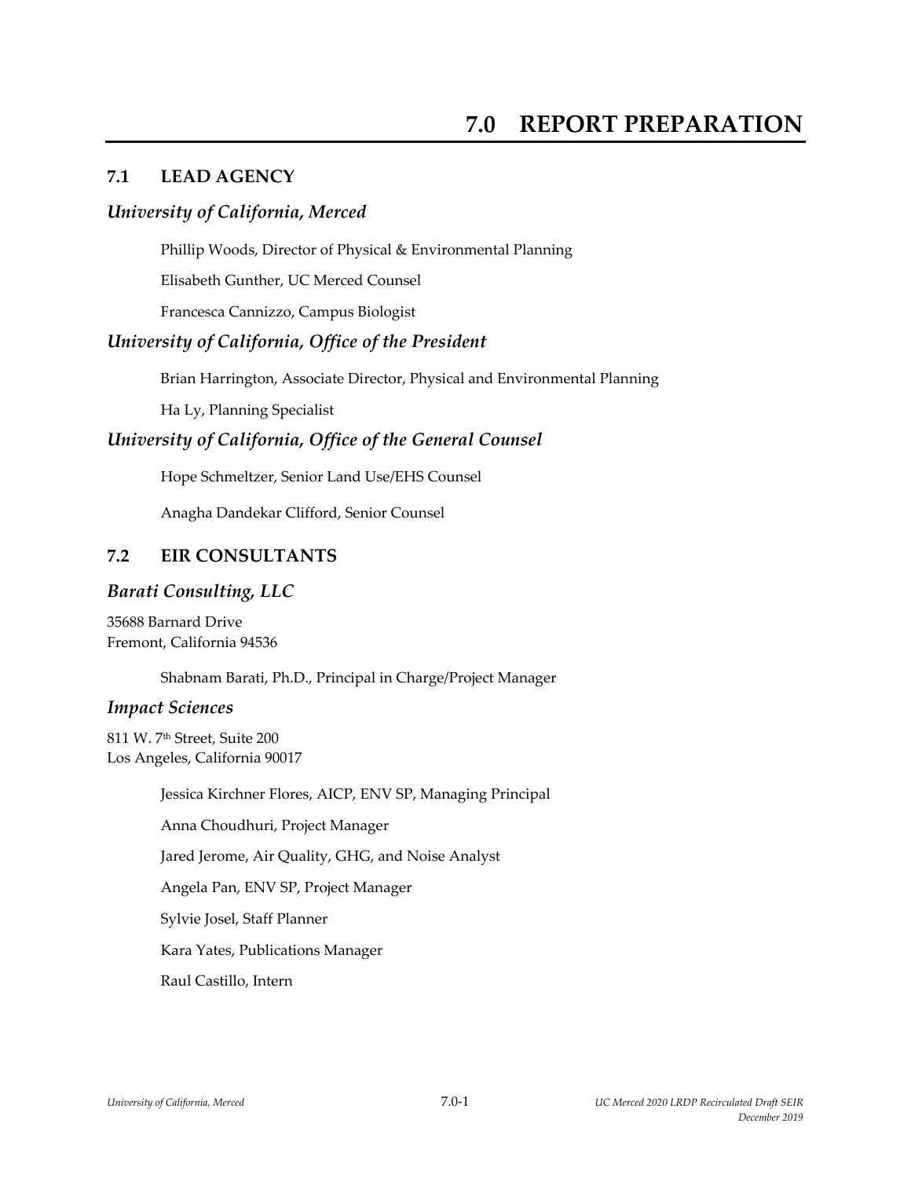# 7.0 REPORT PREPARATION

## 7.1 LEAD AGENCY

### *University of California, Merced*

Phillip Woods, Director of Physical & Environmental Planning

Elisabeth Gunther, UC Merced Counsel

Francesca Cannizzo, Campus Biologist

### *University of California, Office of the President*

Brian Harrington, Associate Director, Physical and Environmental Planning

Ha Ly, Planning Specialist

### *University of California, Office of the General Counsel*

Hope Schmeltzer, Senior Land Use/EHS Counsel

Anagha Dandekar Clifford, Senior Counsel

## 7.2 EIR CONSULTANTS

### *Barati Consulting, LLC*

35688 Barnard Drive
Fremont, California 94536

Shabnam Barati, Ph.D., Principal in Charge/Project Manager

### *Impact Sciences*

811 W. 7th Street, Suite 200
Los Angeles, California 90017

Jessica Kirchner Flores, AICP, ENV SP, Managing Principal

Anna Choudhuri, Project Manager

Jared Jerome, Air Quality, GHG, and Noise Analyst

Angela Pan, ENV SP, Project Manager

Sylvie Josel, Staff Planner

Kara Yates, Publications Manager

Raul Castillo, Intern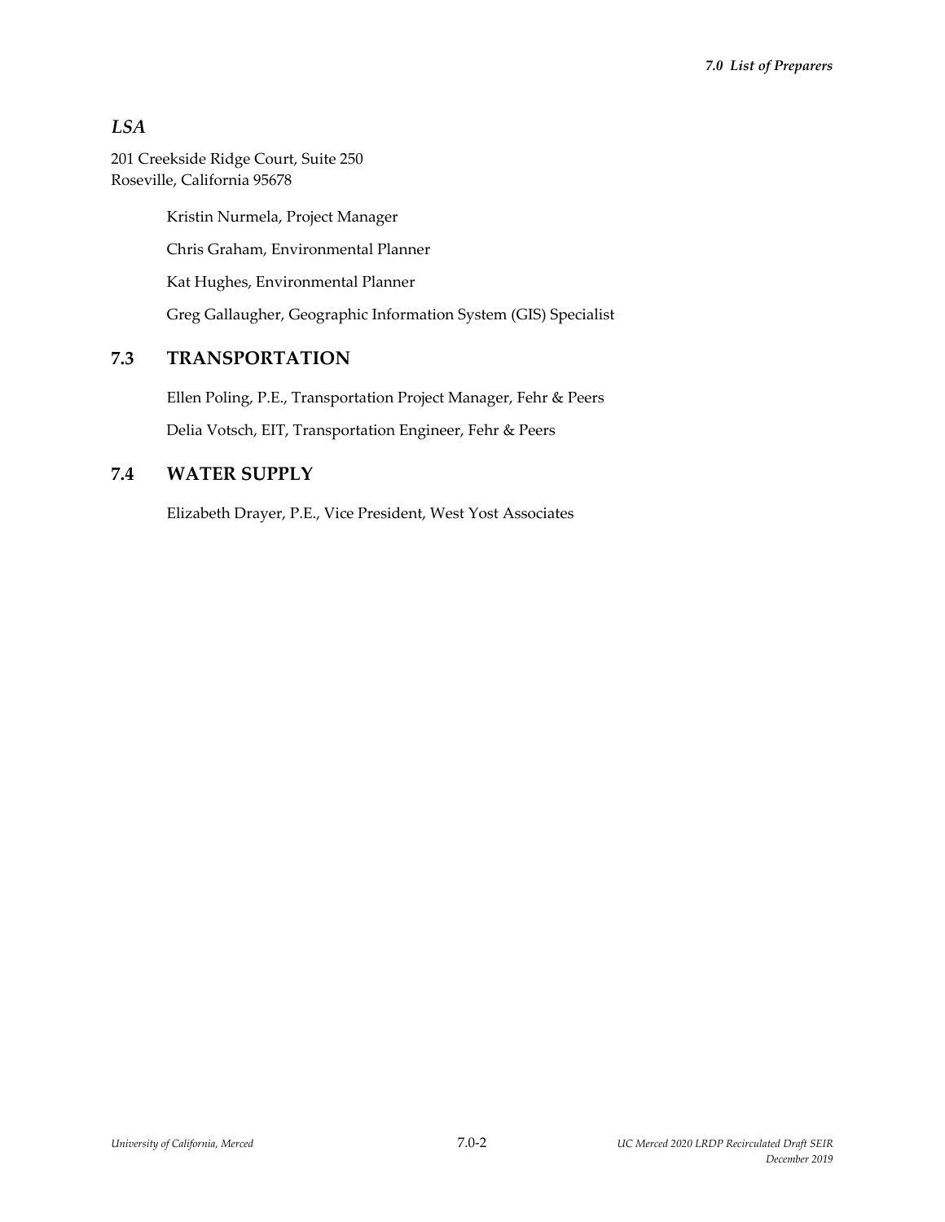### *LSA*

201 Creekside Ridge Court, Suite 250
Roseville, California 95678

Kristin Nurmela, Project Manager

Chris Graham, Environmental Planner

Kat Hughes, Environmental Planner

Greg Gallaugher, Geographic Information System (GIS) Specialist

## 7.3 TRANSPORTATION

Ellen Poling, P.E., Transportation Project Manager, Fehr & Peers

Delia Votsch, EIT, Transportation Engineer, Fehr & Peers

## 7.4 WATER SUPPLY

Elizabeth Drayer, P.E., Vice President, West Yost Associates